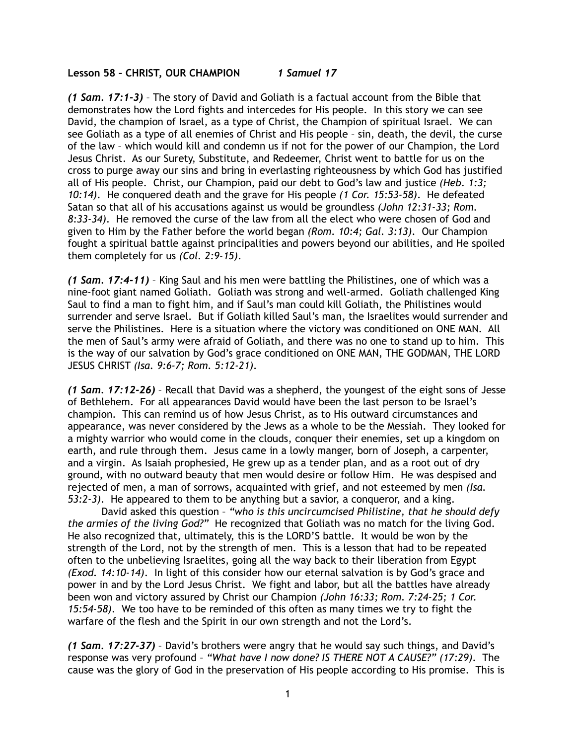**Lesson 58 – CHRIST, OUR CHAMPION** ***1 Samuel 17***

***(1 Sam. 17:1-3)*** – The story of David and Goliath is a factual account from the Bible that demonstrates how the Lord fights and intercedes for His people. In this story we can see David, the champion of Israel, as a type of Christ, the Champion of spiritual Israel. We can see Goliath as a type of all enemies of Christ and His people – sin, death, the devil, the curse of the law – which would kill and condemn us if not for the power of our Champion, the Lord Jesus Christ. As our Surety, Substitute, and Redeemer, Christ went to battle for us on the cross to purge away our sins and bring in everlasting righteousness by which God has justified all of His people. Christ, our Champion, paid our debt to God's law and justice *(Heb. 1:3; 10:14)*. He conquered death and the grave for His people *(1 Cor. 15:53-58)*. He defeated Satan so that all of his accusations against us would be groundless *(John 12:31-33; Rom. 8:33-34)*. He removed the curse of the law from all the elect who were chosen of God and given to Him by the Father before the world began *(Rom. 10:4; Gal. 3:13)*. Our Champion fought a spiritual battle against principalities and powers beyond our abilities, and He spoiled them completely for us *(Col. 2:9-15)*.

***(1 Sam. 17:4-11)*** – King Saul and his men were battling the Philistines, one of which was a nine-foot giant named Goliath. Goliath was strong and well-armed. Goliath challenged King Saul to find a man to fight him, and if Saul's man could kill Goliath, the Philistines would surrender and serve Israel. But if Goliath killed Saul's man, the Israelites would surrender and serve the Philistines. Here is a situation where the victory was conditioned on ONE MAN. All the men of Saul's army were afraid of Goliath, and there was no one to stand up to him. This is the way of our salvation by God's grace conditioned on ONE MAN, THE GODMAN, THE LORD JESUS CHRIST *(Isa. 9:6-7; Rom. 5:12-21)*.

***(1 Sam. 17:12-26)*** – Recall that David was a shepherd, the youngest of the eight sons of Jesse of Bethlehem. For all appearances David would have been the last person to be Israel's champion. This can remind us of how Jesus Christ, as to His outward circumstances and appearance, was never considered by the Jews as a whole to be the Messiah. They looked for a mighty warrior who would come in the clouds, conquer their enemies, set up a kingdom on earth, and rule through them. Jesus came in a lowly manger, born of Joseph, a carpenter, and a virgin. As Isaiah prophesied, He grew up as a tender plan, and as a root out of dry ground, with no outward beauty that men would desire or follow Him. He was despised and rejected of men, a man of sorrows, acquainted with grief, and not esteemed by men *(Isa. 53:2-3)*. He appeared to them to be anything but a savior, a conqueror, and a king.

David asked this question – *"who is this uncircumcised Philistine, that he should defy the armies of the living God?"* He recognized that Goliath was no match for the living God. He also recognized that, ultimately, this is the LORD'S battle. It would be won by the strength of the Lord, not by the strength of men. This is a lesson that had to be repeated often to the unbelieving Israelites, going all the way back to their liberation from Egypt *(Exod. 14:10-14)*. In light of this consider how our eternal salvation is by God's grace and power in and by the Lord Jesus Christ. We fight and labor, but all the battles have already been won and victory assured by Christ our Champion *(John 16:33; Rom. 7:24-25; 1 Cor. 15:54-58)*. We too have to be reminded of this often as many times we try to fight the warfare of the flesh and the Spirit in our own strength and not the Lord's.

***(1 Sam. 17:27-37)*** – David's brothers were angry that he would say such things, and David's response was very profound – *"What have I now done? IS THERE NOT A CAUSE?" (17:29)*. The cause was the glory of God in the preservation of His people according to His promise. This is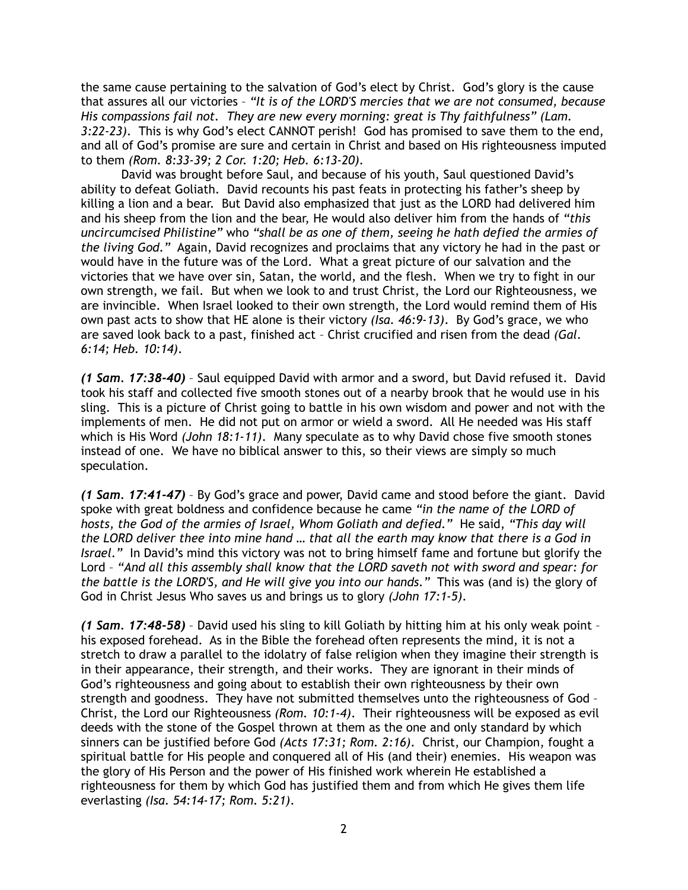the same cause pertaining to the salvation of God's elect by Christ. God's glory is the cause that assures all our victories – *"It is of the LORD'S mercies that we are not consumed, because His compassions fail not. They are new every morning: great is Thy faithfulness" (Lam. 3:22-23)*. This is why God's elect CANNOT perish! God has promised to save them to the end, and all of God's promise are sure and certain in Christ and based on His righteousness imputed to them *(Rom. 8:33-39; 2 Cor. 1:20; Heb. 6:13-20)*.

David was brought before Saul, and because of his youth, Saul questioned David's ability to defeat Goliath. David recounts his past feats in protecting his father's sheep by killing a lion and a bear. But David also emphasized that just as the LORD had delivered him and his sheep from the lion and the bear, He would also deliver him from the hands of *"this uncircumcised Philistine"* who *"shall be as one of them, seeing he hath defied the armies of the living God."* Again, David recognizes and proclaims that any victory he had in the past or would have in the future was of the Lord. What a great picture of our salvation and the victories that we have over sin, Satan, the world, and the flesh. When we try to fight in our own strength, we fail. But when we look to and trust Christ, the Lord our Righteousness, we are invincible. When Israel looked to their own strength, the Lord would remind them of His own past acts to show that HE alone is their victory *(Isa. 46:9-13)*. By God's grace, we who are saved look back to a past, finished act – Christ crucified and risen from the dead *(Gal. 6:14; Heb. 10:14)*.

***(1 Sam. 17:38-40)*** – Saul equipped David with armor and a sword, but David refused it. David took his staff and collected five smooth stones out of a nearby brook that he would use in his sling. This is a picture of Christ going to battle in his own wisdom and power and not with the implements of men. He did not put on armor or wield a sword. All He needed was His staff which is His Word *(John 18:1-11)*. Many speculate as to why David chose five smooth stones instead of one. We have no biblical answer to this, so their views are simply so much speculation.

***(1 Sam. 17:41-47)*** – By God's grace and power, David came and stood before the giant. David spoke with great boldness and confidence because he came *"in the name of the LORD of hosts, the God of the armies of Israel, Whom Goliath and defied."* He said, *"This day will the LORD deliver thee into mine hand … that all the earth may know that there is a God in Israel."* In David's mind this victory was not to bring himself fame and fortune but glorify the Lord – *"And all this assembly shall know that the LORD saveth not with sword and spear: for the battle is the LORD'S, and He will give you into our hands."* This was (and is) the glory of God in Christ Jesus Who saves us and brings us to glory *(John 17:1-5)*.

***(1 Sam. 17:48-58)*** – David used his sling to kill Goliath by hitting him at his only weak point – his exposed forehead. As in the Bible the forehead often represents the mind, it is not a stretch to draw a parallel to the idolatry of false religion when they imagine their strength is in their appearance, their strength, and their works. They are ignorant in their minds of God's righteousness and going about to establish their own righteousness by their own strength and goodness. They have not submitted themselves unto the righteousness of God – Christ, the Lord our Righteousness *(Rom. 10:1-4)*. Their righteousness will be exposed as evil deeds with the stone of the Gospel thrown at them as the one and only standard by which sinners can be justified before God *(Acts 17:31; Rom. 2:16)*. Christ, our Champion, fought a spiritual battle for His people and conquered all of His (and their) enemies. His weapon was the glory of His Person and the power of His finished work wherein He established a righteousness for them by which God has justified them and from which He gives them life everlasting *(Isa. 54:14-17; Rom. 5:21)*.